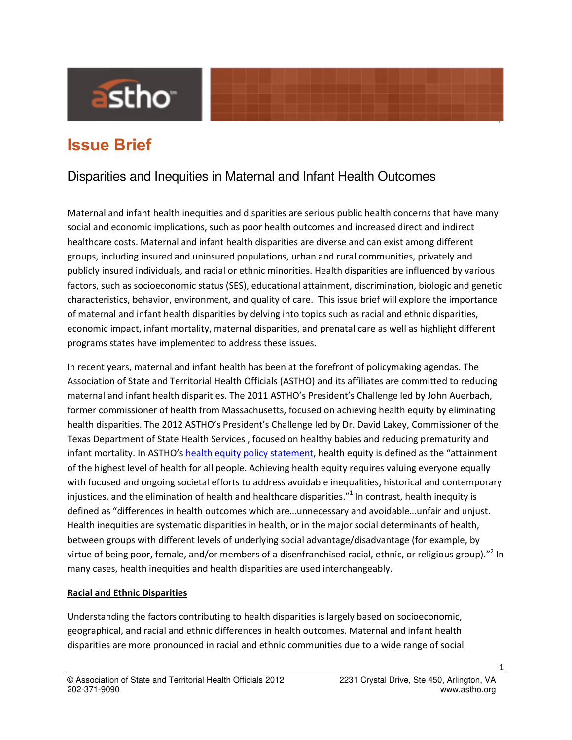# Issue Brief

## Disparities and Inequities in Maternal and Infant Health Outcomes

Maternal and infant health inequities and disparities are serious public health concerns that have many social and economic implications, such as poor health outcomes and increased direct and indirect healthcare costs. Maternal and infant health disparities are diverse and can exist among different groups, including insured and uninsured populations, urban and rural communities, privately and publicly insured individuals, and racial or ethnic minorities. Health disparities are influenced by various factors, such as socioeconomic status (SES), educational attainment, discrimination, biologic and genetic characteristics, behavior, environment, and quality of care. This issue brief will explore the importance of maternal and infant health disparities by delving into topics such as racial and ethnic disparities, economic impact, infant mortality, maternal disparities, and prenatal care as well as highlight different programs states have implemented to address these issues.

In recent years, maternal and infant health has been at the forefront of policymaking agendas. The Association of State and Territorial Health Officials (ASTHO) and its affiliates are committed to reducing maternal and infant health disparities. The 2011 ASTHO's President's Challenge led by John Auerbach, former commissioner of health from Massachusetts, focused on achieving health equity by eliminating health disparities. The 2012 ASTHO's President's Challenge led by Dr. David Lakey, Commissioner of the Texas Department of State Health Services , focused on healthy babies and reducing prematurity and infant mortality. In ASTHO's health equity policy statement, health equity is defined as the "attainment of the highest level of health for all people. Achieving health equity requires valuing everyone equally with focused and ongoing societal efforts to address avoidable inequalities, historical and contemporary injustices, and the elimination of health and healthcare disparities."[1] In contrast, health inequity is defined as "differences in health outcomes which are…unnecessary and avoidable…unfair and unjust. Health inequities are systematic disparities in health, or in the major social determinants of health, between groups with different levels of underlying social advantage/disadvantage (for example, by virtue of being poor, female, and/or members of a disenfranchised racial, ethnic, or religious group)."[2] In many cases, health inequities and health disparities are used interchangeably.

**Racial and Ethnic Disparities**

Understanding the factors contributing to health disparities is largely based on socioeconomic, geographical, and racial and ethnic differences in health outcomes. Maternal and infant health disparities are more pronounced in racial and ethnic communities due to a wide range of social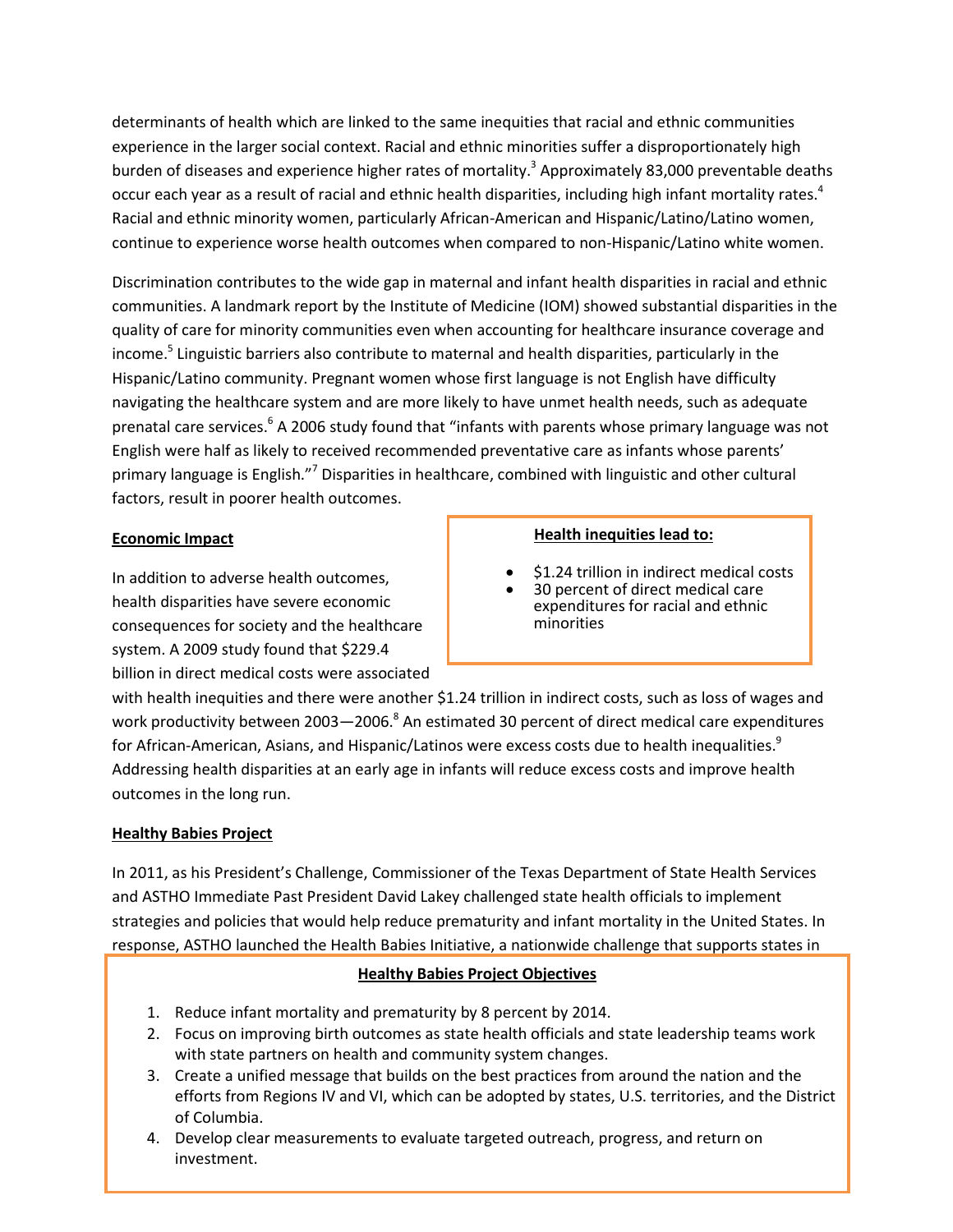determinants of health which are linked to the same inequities that racial and ethnic communities experience in the larger social context. Racial and ethnic minorities suffer a disproportionately high burden of diseases and experience higher rates of mortality.[3] Approximately 83,000 preventable deaths occur each year as a result of racial and ethnic health disparities, including high infant mortality rates.[4] Racial and ethnic minority women, particularly African-American and Hispanic/Latino/Latino women, continue to experience worse health outcomes when compared to non-Hispanic/Latino white women.

Discrimination contributes to the wide gap in maternal and infant health disparities in racial and ethnic communities. A landmark report by the Institute of Medicine (IOM) showed substantial disparities in the quality of care for minority communities even when accounting for healthcare insurance coverage and income.[5] Linguistic barriers also contribute to maternal and health disparities, particularly in the Hispanic/Latino community. Pregnant women whose first language is not English have difficulty navigating the healthcare system and are more likely to have unmet health needs, such as adequate prenatal care services.[6] A 2006 study found that "infants with parents whose primary language was not English were half as likely to received recommended preventative care as infants whose parents' primary language is English."[7] Disparities in healthcare, combined with linguistic and other cultural factors, result in poorer health outcomes.

**Economic Impact**

In addition to adverse health outcomes, health disparities have severe economic consequences for society and the healthcare system. A 2009 study found that $229.4 billion in direct medical costs were associated with health inequities and there were another $1.24 trillion in indirect costs, such as loss of wages and work productivity between 2003—2006.[8] An estimated 30 percent of direct medical care expenditures for African-American, Asians, and Hispanic/Latinos were excess costs due to health inequalities.[9] Addressing health disparities at an early age in infants will reduce excess costs and improve health outcomes in the long run.

> **Health inequities lead to:**
>
> - $1.24 trillion in indirect medical costs
> - 30 percent of direct medical care expenditures for racial and ethnic minorities

**Healthy Babies Project**

In 2011, as his President's Challenge, Commissioner of the Texas Department of State Health Services and ASTHO Immediate Past President David Lakey challenged state health officials to implement strategies and policies that would help reduce prematurity and infant mortality in the United States. In response, ASTHO launched the Health Babies Initiative, a nationwide challenge that supports states in

> **Healthy Babies Project Objectives**
>
> 1. Reduce infant mortality and prematurity by 8 percent by 2014.
> 2. Focus on improving birth outcomes as state health officials and state leadership teams work with state partners on health and community system changes.
> 3. Create a unified message that builds on the best practices from around the nation and the efforts from Regions IV and VI, which can be adopted by states, U.S. territories, and the District of Columbia.
> 4. Develop clear measurements to evaluate targeted outreach, progress, and return on investment.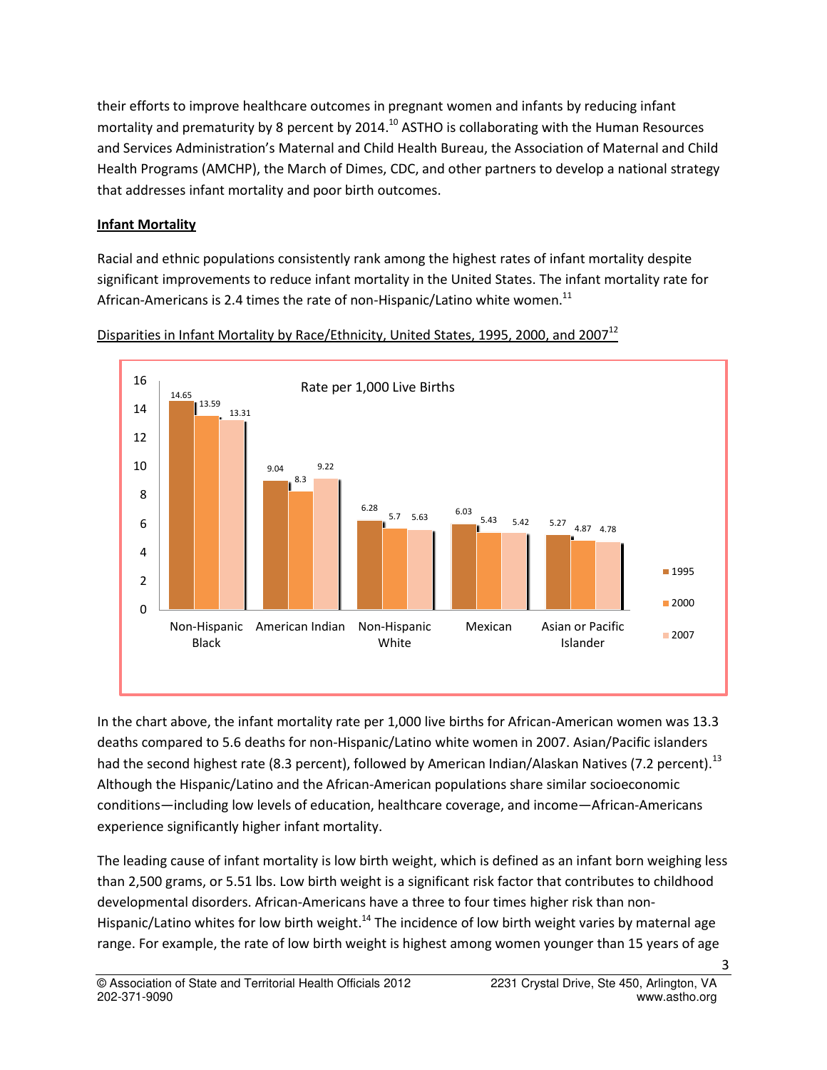their efforts to improve healthcare outcomes in pregnant women and infants by reducing infant mortality and prematurity by 8 percent by 2014.[10] ASTHO is collaborating with the Human Resources and Services Administration's Maternal and Child Health Bureau, the Association of Maternal and Child Health Programs (AMCHP), the March of Dimes, CDC, and other partners to develop a national strategy that addresses infant mortality and poor birth outcomes.

## Infant Mortality

Racial and ethnic populations consistently rank among the highest rates of infant mortality despite significant improvements to reduce infant mortality in the United States. The infant mortality rate for African-Americans is 2.4 times the rate of non-Hispanic/Latino white women.[11]

Disparities in Infant Mortality by Race/Ethnicity, United States, 1995, 2000, and 2007[12]

Rate per 1,000 Live Births

| | 1995 | 2000 | 2007 |
|---|---|---|---|
| Non-Hispanic Black | 14.65 | 13.59 | 13.31 |
| American Indian | 9.04 | 8.3 | 9.22 |
| Non-Hispanic White | 6.28 | 5.7 | 5.63 |
| Mexican | 6.03 | 5.43 | 5.42 |
| Asian or Pacific Islander | 5.27 | 4.87 | 4.78 |

In the chart above, the infant mortality rate per 1,000 live births for African-American women was 13.3 deaths compared to 5.6 deaths for non-Hispanic/Latino white women in 2007. Asian/Pacific islanders had the second highest rate (8.3 percent), followed by American Indian/Alaskan Natives (7.2 percent).[13] Although the Hispanic/Latino and the African-American populations share similar socioeconomic conditions—including low levels of education, healthcare coverage, and income—African-Americans experience significantly higher infant mortality.

The leading cause of infant mortality is low birth weight, which is defined as an infant born weighing less than 2,500 grams, or 5.51 lbs. Low birth weight is a significant risk factor that contributes to childhood developmental disorders. African-Americans have a three to four times higher risk than non-Hispanic/Latino whites for low birth weight.[14] The incidence of low birth weight varies by maternal age range. For example, the rate of low birth weight is highest among women younger than 15 years of age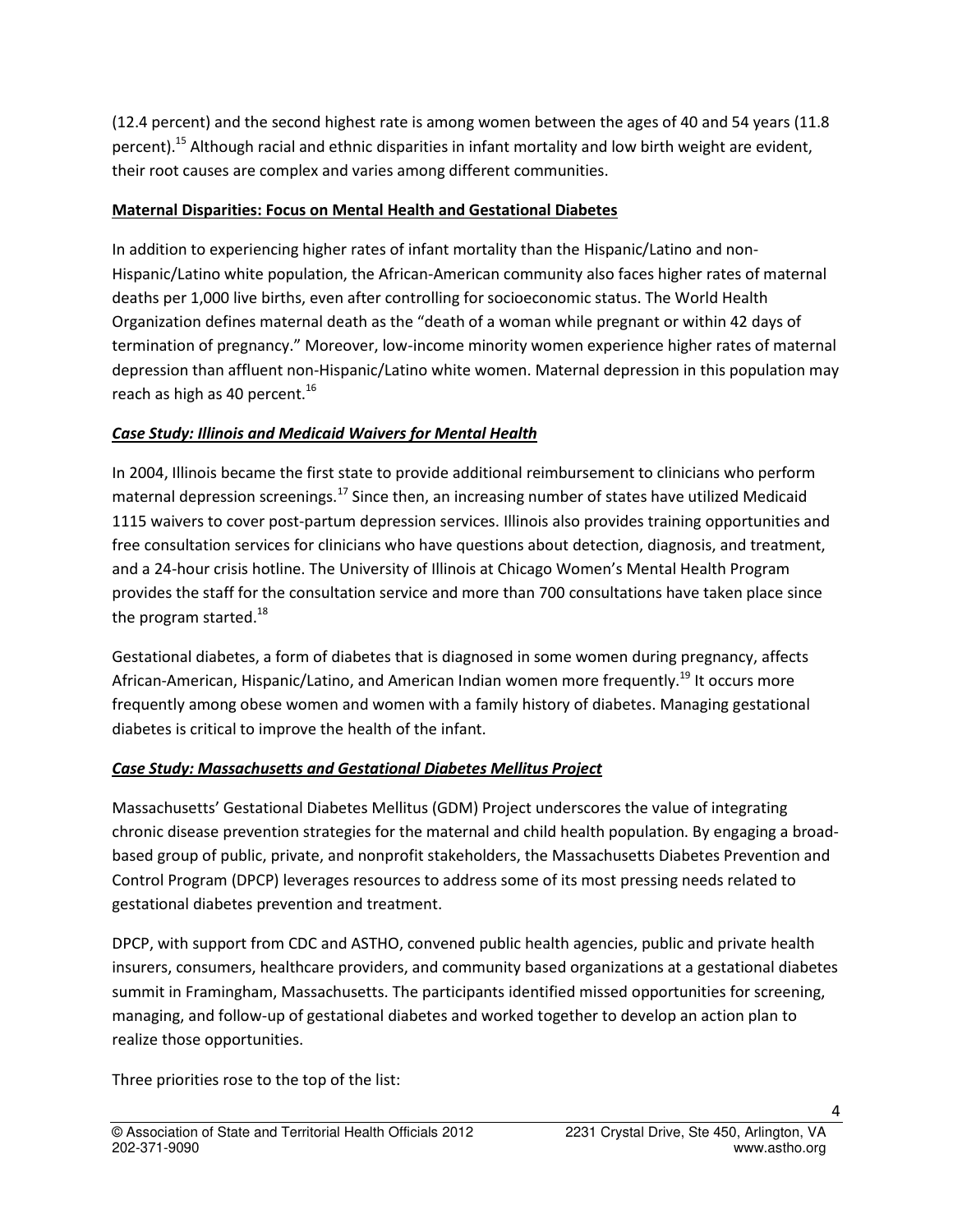(12.4 percent) and the second highest rate is among women between the ages of 40 and 54 years (11.8 percent).[15] Although racial and ethnic disparities in infant mortality and low birth weight are evident, their root causes are complex and varies among different communities.

**Maternal Disparities: Focus on Mental Health and Gestational Diabetes**

In addition to experiencing higher rates of infant mortality than the Hispanic/Latino and non-Hispanic/Latino white population, the African-American community also faces higher rates of maternal deaths per 1,000 live births, even after controlling for socioeconomic status. The World Health Organization defines maternal death as the "death of a woman while pregnant or within 42 days of termination of pregnancy." Moreover, low-income minority women experience higher rates of maternal depression than affluent non-Hispanic/Latino white women. Maternal depression in this population may reach as high as 40 percent.[16]

***Case Study: Illinois and Medicaid Waivers for Mental Health***

In 2004, Illinois became the first state to provide additional reimbursement to clinicians who perform maternal depression screenings.[17] Since then, an increasing number of states have utilized Medicaid 1115 waivers to cover post-partum depression services. Illinois also provides training opportunities and free consultation services for clinicians who have questions about detection, diagnosis, and treatment, and a 24-hour crisis hotline. The University of Illinois at Chicago Women's Mental Health Program provides the staff for the consultation service and more than 700 consultations have taken place since the program started.[18]

Gestational diabetes, a form of diabetes that is diagnosed in some women during pregnancy, affects African-American, Hispanic/Latino, and American Indian women more frequently.[19] It occurs more frequently among obese women and women with a family history of diabetes. Managing gestational diabetes is critical to improve the health of the infant.

***Case Study: Massachusetts and Gestational Diabetes Mellitus Project***

Massachusetts' Gestational Diabetes Mellitus (GDM) Project underscores the value of integrating chronic disease prevention strategies for the maternal and child health population. By engaging a broad-based group of public, private, and nonprofit stakeholders, the Massachusetts Diabetes Prevention and Control Program (DPCP) leverages resources to address some of its most pressing needs related to gestational diabetes prevention and treatment.

DPCP, with support from CDC and ASTHO, convened public health agencies, public and private health insurers, consumers, healthcare providers, and community based organizations at a gestational diabetes summit in Framingham, Massachusetts. The participants identified missed opportunities for screening, managing, and follow-up of gestational diabetes and worked together to develop an action plan to realize those opportunities.

Three priorities rose to the top of the list: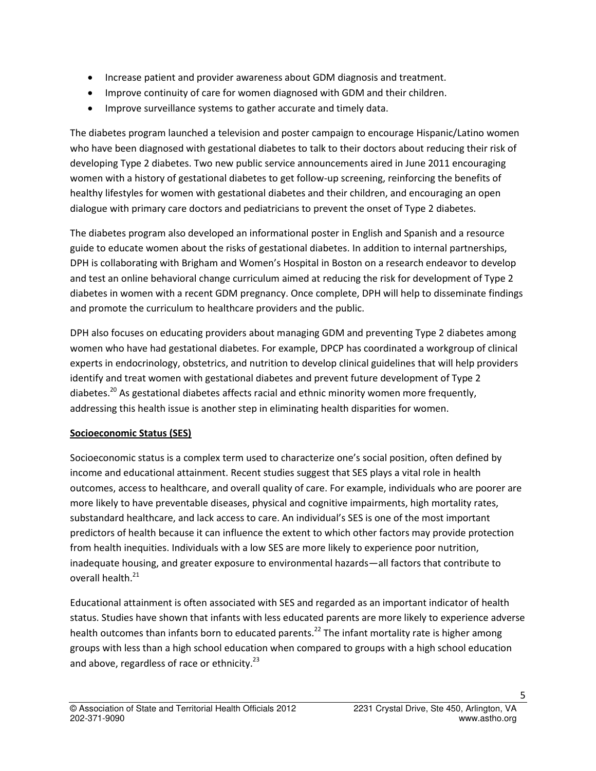- Increase patient and provider awareness about GDM diagnosis and treatment.
- Improve continuity of care for women diagnosed with GDM and their children.
- Improve surveillance systems to gather accurate and timely data.

The diabetes program launched a television and poster campaign to encourage Hispanic/Latino women who have been diagnosed with gestational diabetes to talk to their doctors about reducing their risk of developing Type 2 diabetes. Two new public service announcements aired in June 2011 encouraging women with a history of gestational diabetes to get follow-up screening, reinforcing the benefits of healthy lifestyles for women with gestational diabetes and their children, and encouraging an open dialogue with primary care doctors and pediatricians to prevent the onset of Type 2 diabetes.

The diabetes program also developed an informational poster in English and Spanish and a resource guide to educate women about the risks of gestational diabetes. In addition to internal partnerships, DPH is collaborating with Brigham and Women's Hospital in Boston on a research endeavor to develop and test an online behavioral change curriculum aimed at reducing the risk for development of Type 2 diabetes in women with a recent GDM pregnancy. Once complete, DPH will help to disseminate findings and promote the curriculum to healthcare providers and the public.

DPH also focuses on educating providers about managing GDM and preventing Type 2 diabetes among women who have had gestational diabetes. For example, DPCP has coordinated a workgroup of clinical experts in endocrinology, obstetrics, and nutrition to develop clinical guidelines that will help providers identify and treat women with gestational diabetes and prevent future development of Type 2 diabetes.[20] As gestational diabetes affects racial and ethnic minority women more frequently, addressing this health issue is another step in eliminating health disparities for women.

**Socioeconomic Status (SES)**

Socioeconomic status is a complex term used to characterize one's social position, often defined by income and educational attainment. Recent studies suggest that SES plays a vital role in health outcomes, access to healthcare, and overall quality of care. For example, individuals who are poorer are more likely to have preventable diseases, physical and cognitive impairments, high mortality rates, substandard healthcare, and lack access to care. An individual's SES is one of the most important predictors of health because it can influence the extent to which other factors may provide protection from health inequities. Individuals with a low SES are more likely to experience poor nutrition, inadequate housing, and greater exposure to environmental hazards—all factors that contribute to overall health.[21]

Educational attainment is often associated with SES and regarded as an important indicator of health status. Studies have shown that infants with less educated parents are more likely to experience adverse health outcomes than infants born to educated parents.[22] The infant mortality rate is higher among groups with less than a high school education when compared to groups with a high school education and above, regardless of race or ethnicity.[23]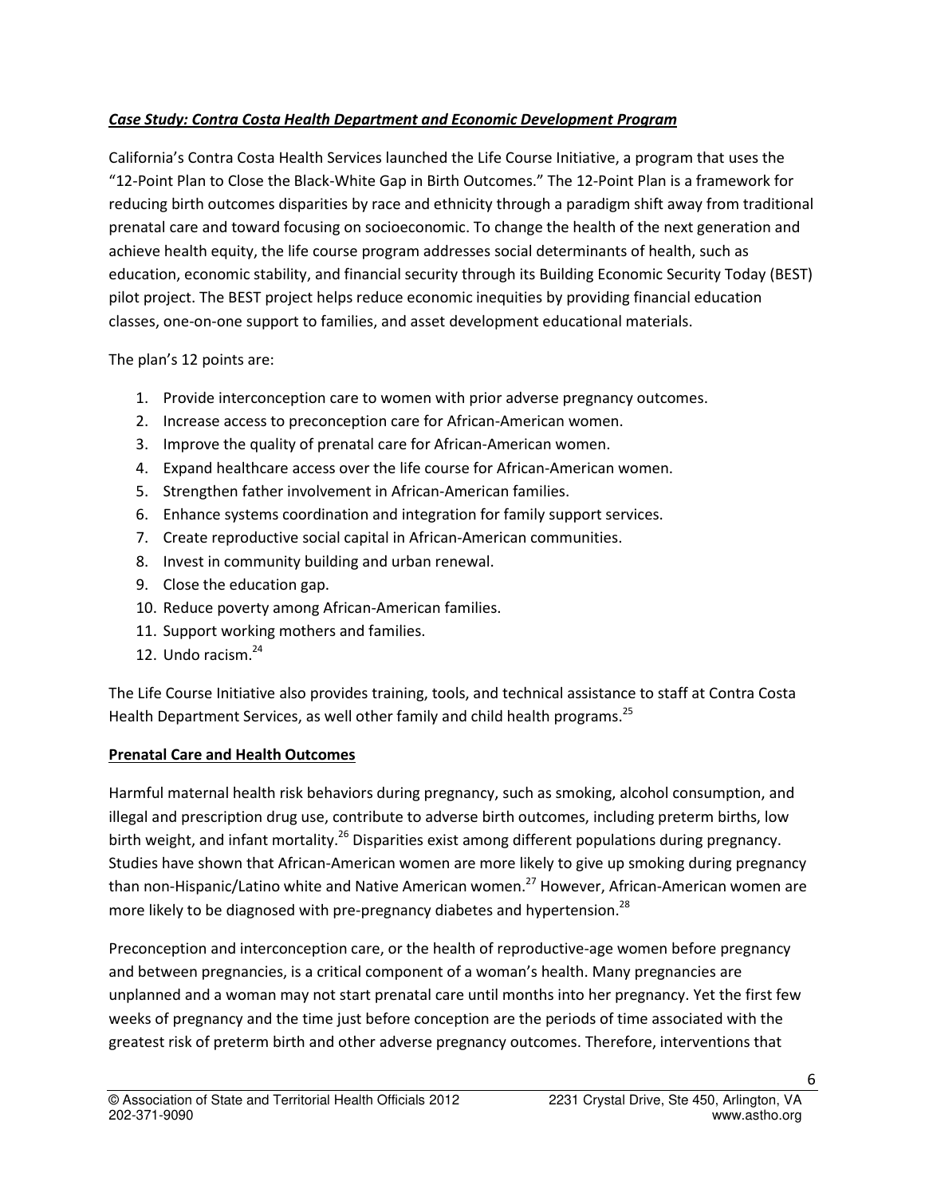***Case Study: Contra Costa Health Department and Economic Development Program***

California's Contra Costa Health Services launched the Life Course Initiative, a program that uses the "12-Point Plan to Close the Black-White Gap in Birth Outcomes." The 12-Point Plan is a framework for reducing birth outcomes disparities by race and ethnicity through a paradigm shift away from traditional prenatal care and toward focusing on socioeconomic. To change the health of the next generation and achieve health equity, the life course program addresses social determinants of health, such as education, economic stability, and financial security through its Building Economic Security Today (BEST) pilot project. The BEST project helps reduce economic inequities by providing financial education classes, one-on-one support to families, and asset development educational materials.

The plan's 12 points are:

1. Provide interconception care to women with prior adverse pregnancy outcomes.
2. Increase access to preconception care for African-American women.
3. Improve the quality of prenatal care for African-American women.
4. Expand healthcare access over the life course for African-American women.
5. Strengthen father involvement in African-American families.
6. Enhance systems coordination and integration for family support services.
7. Create reproductive social capital in African-American communities.
8. Invest in community building and urban renewal.
9. Close the education gap.
10. Reduce poverty among African-American families.
11. Support working mothers and families.
12. Undo racism.[24]

The Life Course Initiative also provides training, tools, and technical assistance to staff at Contra Costa Health Department Services, as well other family and child health programs.[25]

**Prenatal Care and Health Outcomes**

Harmful maternal health risk behaviors during pregnancy, such as smoking, alcohol consumption, and illegal and prescription drug use, contribute to adverse birth outcomes, including preterm births, low birth weight, and infant mortality.[26] Disparities exist among different populations during pregnancy. Studies have shown that African-American women are more likely to give up smoking during pregnancy than non-Hispanic/Latino white and Native American women.[27] However, African-American women are more likely to be diagnosed with pre-pregnancy diabetes and hypertension.[28]

Preconception and interconception care, or the health of reproductive-age women before pregnancy and between pregnancies, is a critical component of a woman's health. Many pregnancies are unplanned and a woman may not start prenatal care until months into her pregnancy. Yet the first few weeks of pregnancy and the time just before conception are the periods of time associated with the greatest risk of preterm birth and other adverse pregnancy outcomes. Therefore, interventions that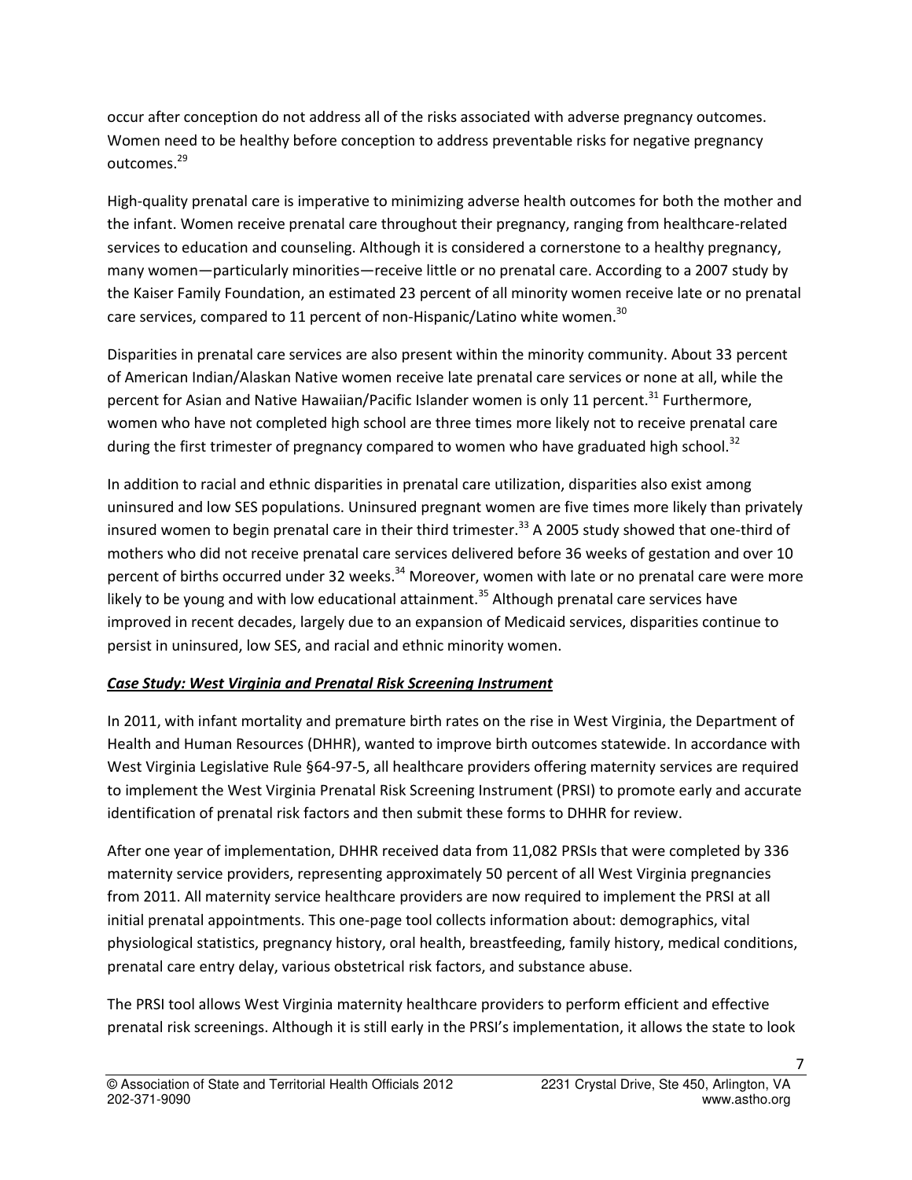occur after conception do not address all of the risks associated with adverse pregnancy outcomes. Women need to be healthy before conception to address preventable risks for negative pregnancy outcomes.[29]

High-quality prenatal care is imperative to minimizing adverse health outcomes for both the mother and the infant. Women receive prenatal care throughout their pregnancy, ranging from healthcare-related services to education and counseling. Although it is considered a cornerstone to a healthy pregnancy, many women—particularly minorities—receive little or no prenatal care. According to a 2007 study by the Kaiser Family Foundation, an estimated 23 percent of all minority women receive late or no prenatal care services, compared to 11 percent of non-Hispanic/Latino white women.[30]

Disparities in prenatal care services are also present within the minority community. About 33 percent of American Indian/Alaskan Native women receive late prenatal care services or none at all, while the percent for Asian and Native Hawaiian/Pacific Islander women is only 11 percent.[31] Furthermore, women who have not completed high school are three times more likely not to receive prenatal care during the first trimester of pregnancy compared to women who have graduated high school.[32]

In addition to racial and ethnic disparities in prenatal care utilization, disparities also exist among uninsured and low SES populations. Uninsured pregnant women are five times more likely than privately insured women to begin prenatal care in their third trimester.[33] A 2005 study showed that one-third of mothers who did not receive prenatal care services delivered before 36 weeks of gestation and over 10 percent of births occurred under 32 weeks.[34] Moreover, women with late or no prenatal care were more likely to be young and with low educational attainment.[35] Although prenatal care services have improved in recent decades, largely due to an expansion of Medicaid services, disparities continue to persist in uninsured, low SES, and racial and ethnic minority women.

***Case Study: West Virginia and Prenatal Risk Screening Instrument***

In 2011, with infant mortality and premature birth rates on the rise in West Virginia, the Department of Health and Human Resources (DHHR), wanted to improve birth outcomes statewide. In accordance with West Virginia Legislative Rule §64-97-5, all healthcare providers offering maternity services are required to implement the West Virginia Prenatal Risk Screening Instrument (PRSI) to promote early and accurate identification of prenatal risk factors and then submit these forms to DHHR for review.

After one year of implementation, DHHR received data from 11,082 PRSIs that were completed by 336 maternity service providers, representing approximately 50 percent of all West Virginia pregnancies from 2011. All maternity service healthcare providers are now required to implement the PRSI at all initial prenatal appointments. This one-page tool collects information about: demographics, vital physiological statistics, pregnancy history, oral health, breastfeeding, family history, medical conditions, prenatal care entry delay, various obstetrical risk factors, and substance abuse.

The PRSI tool allows West Virginia maternity healthcare providers to perform efficient and effective prenatal risk screenings. Although it is still early in the PRSI's implementation, it allows the state to look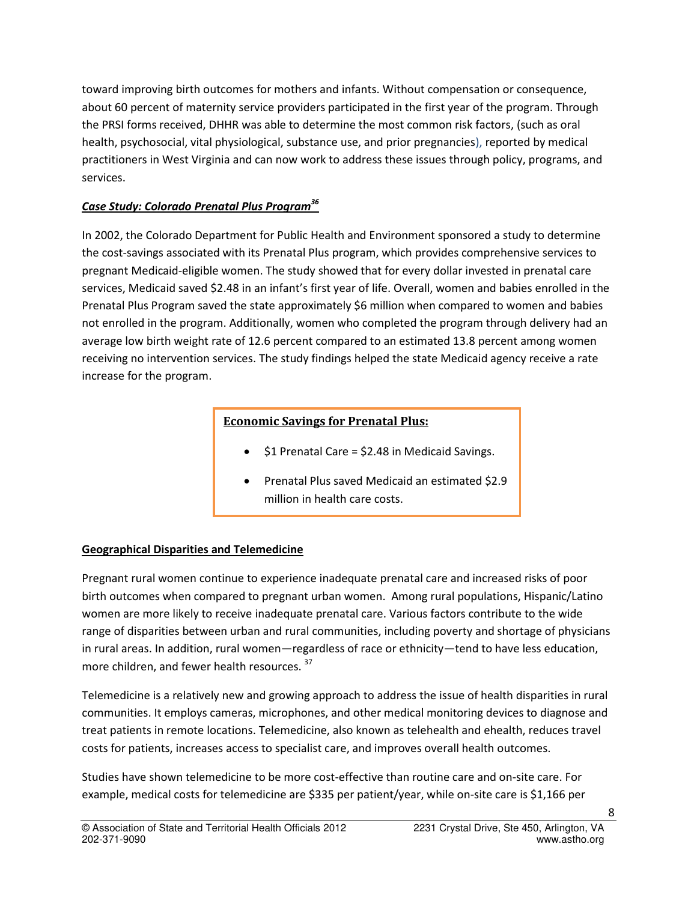toward improving birth outcomes for mothers and infants. Without compensation or consequence, about 60 percent of maternity service providers participated in the first year of the program. Through the PRSI forms received, DHHR was able to determine the most common risk factors, (such as oral health, psychosocial, vital physiological, substance use, and prior pregnancies), reported by medical practitioners in West Virginia and can now work to address these issues through policy, programs, and services.

***Case Study: Colorado Prenatal Plus Program[36]***

In 2002, the Colorado Department for Public Health and Environment sponsored a study to determine the cost-savings associated with its Prenatal Plus program, which provides comprehensive services to pregnant Medicaid-eligible women. The study showed that for every dollar invested in prenatal care services, Medicaid saved $2.48 in an infant's first year of life. Overall, women and babies enrolled in the Prenatal Plus Program saved the state approximately $6 million when compared to women and babies not enrolled in the program. Additionally, women who completed the program through delivery had an average low birth weight rate of 12.6 percent compared to an estimated 13.8 percent among women receiving no intervention services. The study findings helped the state Medicaid agency receive a rate increase for the program.

**Economic Savings for Prenatal Plus:**

- $1 Prenatal Care = $2.48 in Medicaid Savings.
- Prenatal Plus saved Medicaid an estimated $2.9 million in health care costs.

**Geographical Disparities and Telemedicine**

Pregnant rural women continue to experience inadequate prenatal care and increased risks of poor birth outcomes when compared to pregnant urban women. Among rural populations, Hispanic/Latino women are more likely to receive inadequate prenatal care. Various factors contribute to the wide range of disparities between urban and rural communities, including poverty and shortage of physicians in rural areas. In addition, rural women—regardless of race or ethnicity—tend to have less education, more children, and fewer health resources. [37]

Telemedicine is a relatively new and growing approach to address the issue of health disparities in rural communities. It employs cameras, microphones, and other medical monitoring devices to diagnose and treat patients in remote locations. Telemedicine, also known as telehealth and ehealth, reduces travel costs for patients, increases access to specialist care, and improves overall health outcomes.

Studies have shown telemedicine to be more cost-effective than routine care and on-site care. For example, medical costs for telemedicine are $335 per patient/year, while on-site care is $1,166 per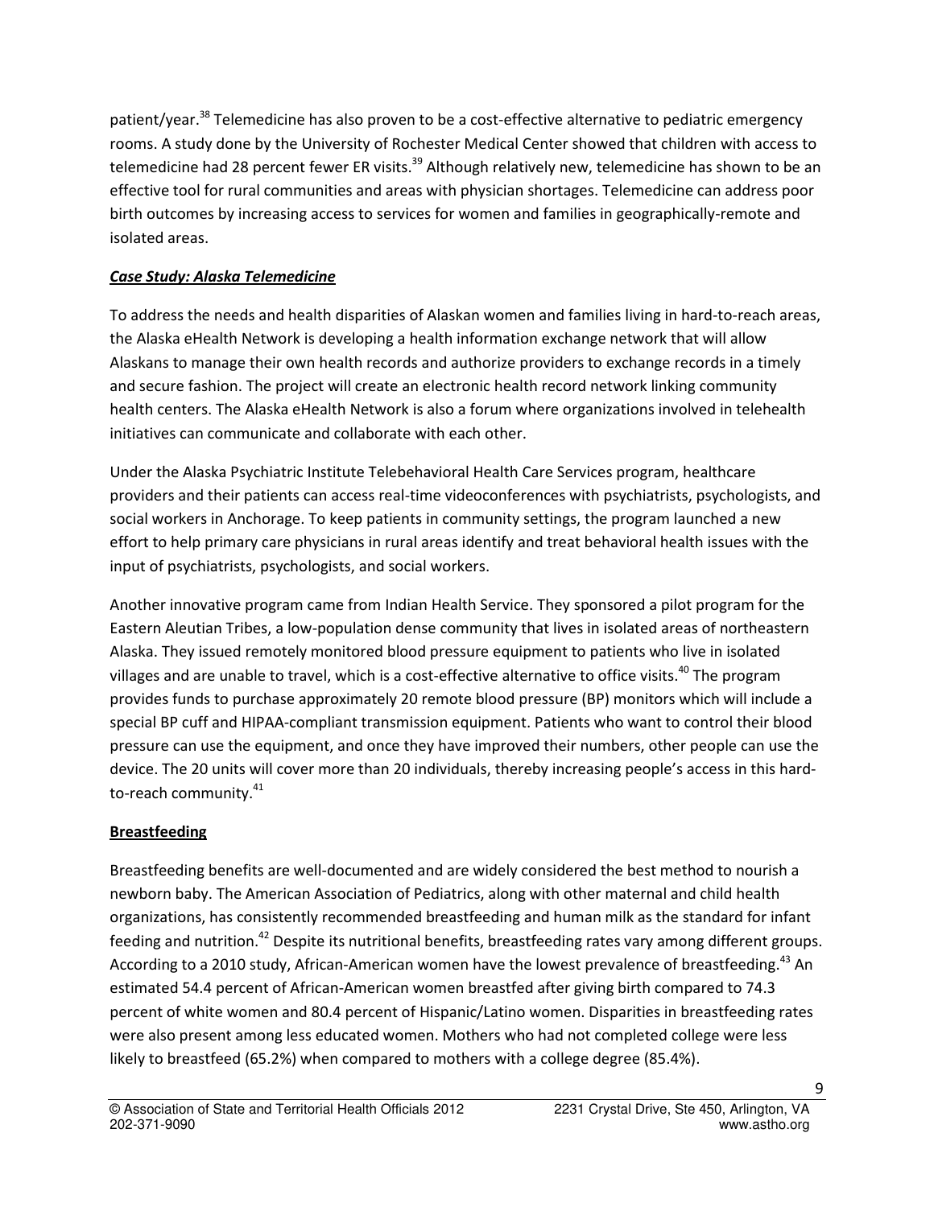patient/year.[38] Telemedicine has also proven to be a cost-effective alternative to pediatric emergency rooms. A study done by the University of Rochester Medical Center showed that children with access to telemedicine had 28 percent fewer ER visits.[39] Although relatively new, telemedicine has shown to be an effective tool for rural communities and areas with physician shortages. Telemedicine can address poor birth outcomes by increasing access to services for women and families in geographically-remote and isolated areas.

***Case Study: Alaska Telemedicine***

To address the needs and health disparities of Alaskan women and families living in hard-to-reach areas, the Alaska eHealth Network is developing a health information exchange network that will allow Alaskans to manage their own health records and authorize providers to exchange records in a timely and secure fashion. The project will create an electronic health record network linking community health centers. The Alaska eHealth Network is also a forum where organizations involved in telehealth initiatives can communicate and collaborate with each other.

Under the Alaska Psychiatric Institute Telebehavioral Health Care Services program, healthcare providers and their patients can access real-time videoconferences with psychiatrists, psychologists, and social workers in Anchorage. To keep patients in community settings, the program launched a new effort to help primary care physicians in rural areas identify and treat behavioral health issues with the input of psychiatrists, psychologists, and social workers.

Another innovative program came from Indian Health Service. They sponsored a pilot program for the Eastern Aleutian Tribes, a low-population dense community that lives in isolated areas of northeastern Alaska. They issued remotely monitored blood pressure equipment to patients who live in isolated villages and are unable to travel, which is a cost-effective alternative to office visits.[40] The program provides funds to purchase approximately 20 remote blood pressure (BP) monitors which will include a special BP cuff and HIPAA-compliant transmission equipment. Patients who want to control their blood pressure can use the equipment, and once they have improved their numbers, other people can use the device. The 20 units will cover more than 20 individuals, thereby increasing people's access in this hard-to-reach community.[41]

**Breastfeeding**

Breastfeeding benefits are well-documented and are widely considered the best method to nourish a newborn baby. The American Association of Pediatrics, along with other maternal and child health organizations, has consistently recommended breastfeeding and human milk as the standard for infant feeding and nutrition.[42] Despite its nutritional benefits, breastfeeding rates vary among different groups. According to a 2010 study, African-American women have the lowest prevalence of breastfeeding.[43] An estimated 54.4 percent of African-American women breastfed after giving birth compared to 74.3 percent of white women and 80.4 percent of Hispanic/Latino women. Disparities in breastfeeding rates were also present among less educated women. Mothers who had not completed college were less likely to breastfeed (65.2%) when compared to mothers with a college degree (85.4%).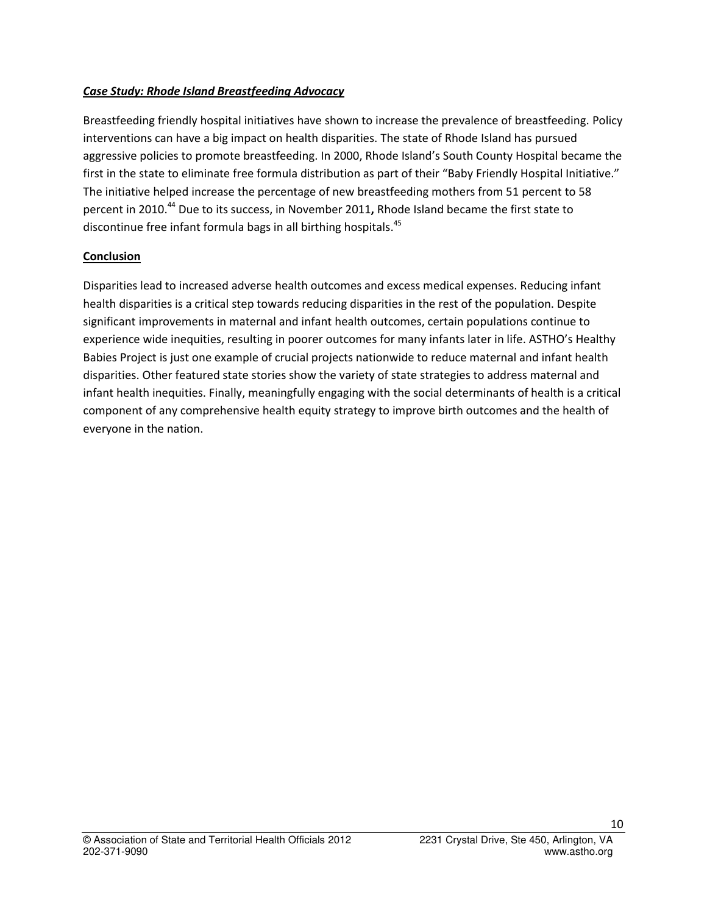***Case Study: Rhode Island Breastfeeding Advocacy***

Breastfeeding friendly hospital initiatives have shown to increase the prevalence of breastfeeding. Policy interventions can have a big impact on health disparities. The state of Rhode Island has pursued aggressive policies to promote breastfeeding. In 2000, Rhode Island's South County Hospital became the first in the state to eliminate free formula distribution as part of their "Baby Friendly Hospital Initiative." The initiative helped increase the percentage of new breastfeeding mothers from 51 percent to 58 percent in 2010.[44] Due to its success, in November 2011**,** Rhode Island became the first state to discontinue free infant formula bags in all birthing hospitals.[45]

**Conclusion**

Disparities lead to increased adverse health outcomes and excess medical expenses. Reducing infant health disparities is a critical step towards reducing disparities in the rest of the population. Despite significant improvements in maternal and infant health outcomes, certain populations continue to experience wide inequities, resulting in poorer outcomes for many infants later in life. ASTHO's Healthy Babies Project is just one example of crucial projects nationwide to reduce maternal and infant health disparities. Other featured state stories show the variety of state strategies to address maternal and infant health inequities. Finally, meaningfully engaging with the social determinants of health is a critical component of any comprehensive health equity strategy to improve birth outcomes and the health of everyone in the nation.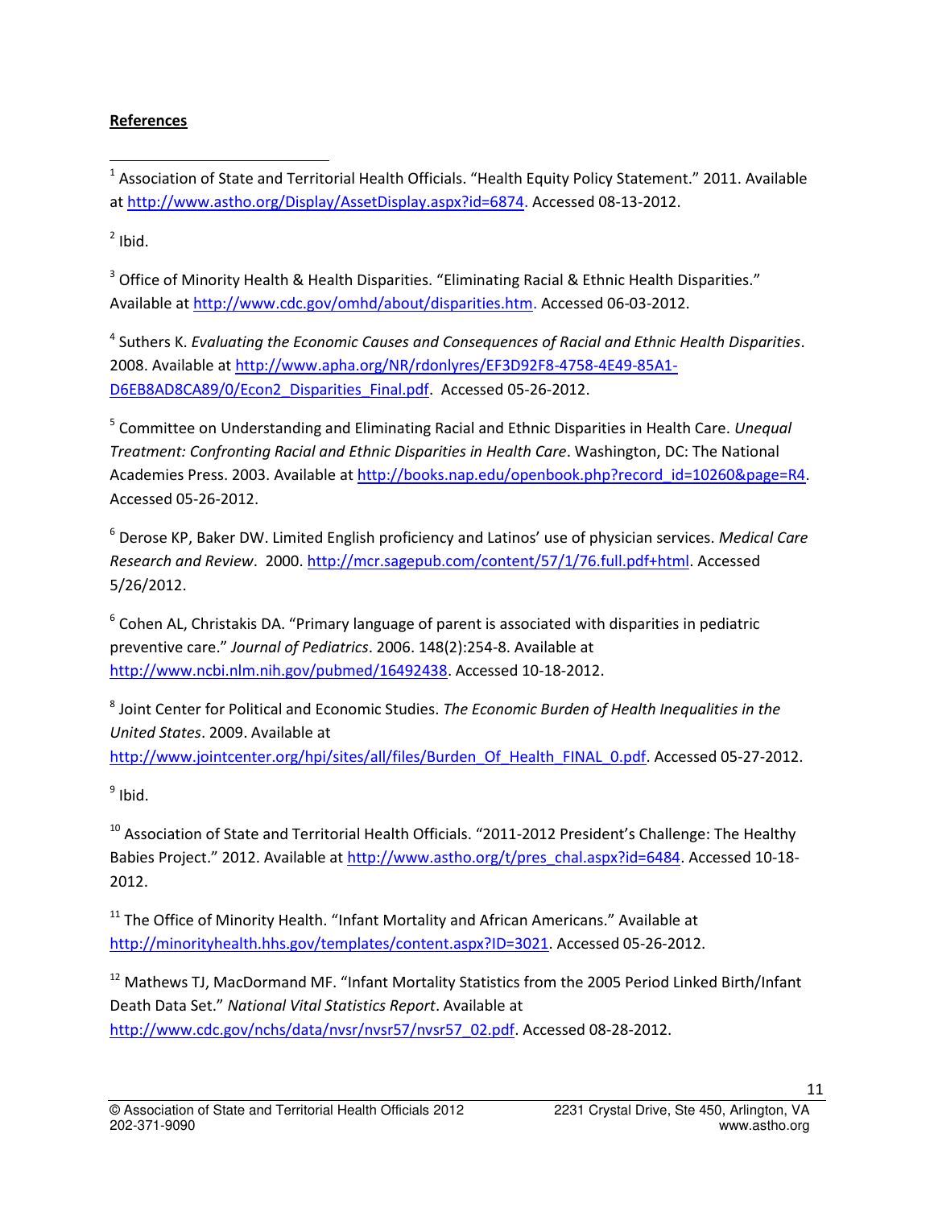**References**

[1] Association of State and Territorial Health Officials. “Health Equity Policy Statement.” 2011. Available at http://www.astho.org/Display/AssetDisplay.aspx?id=6874. Accessed 08-13-2012.

[2] Ibid.

[3] Office of Minority Health & Health Disparities. “Eliminating Racial & Ethnic Health Disparities.” Available at http://www.cdc.gov/omhd/about/disparities.htm. Accessed 06-03-2012.

[4] Suthers K. *Evaluating the Economic Causes and Consequences of Racial and Ethnic Health Disparities*. 2008. Available at http://www.apha.org/NR/rdonlyres/EF3D92F8-4758-4E49-85A1-D6EB8AD8CA89/0/Econ2_Disparities_Final.pdf. Accessed 05-26-2012.

[5] Committee on Understanding and Eliminating Racial and Ethnic Disparities in Health Care. *Unequal Treatment: Confronting Racial and Ethnic Disparities in Health Care*. Washington, DC: The National Academies Press. 2003. Available at http://books.nap.edu/openbook.php?record_id=10260&page=R4. Accessed 05-26-2012.

[6] Derose KP, Baker DW. Limited English proficiency and Latinos' use of physician services. *Medical Care Research and Review*. 2000. http://mcr.sagepub.com/content/57/1/76.full.pdf+html. Accessed 5/26/2012.

[6] Cohen AL, Christakis DA. “Primary language of parent is associated with disparities in pediatric preventive care.” *Journal of Pediatrics*. 2006. 148(2):254-8. Available at http://www.ncbi.nlm.nih.gov/pubmed/16492438. Accessed 10-18-2012.

[8] Joint Center for Political and Economic Studies. *The Economic Burden of Health Inequalities in the United States*. 2009. Available at http://www.jointcenter.org/hpi/sites/all/files/Burden_Of_Health_FINAL_0.pdf. Accessed 05-27-2012.

[9] Ibid.

[10] Association of State and Territorial Health Officials. “2011-2012 President's Challenge: The Healthy Babies Project.” 2012. Available at http://www.astho.org/t/pres_chal.aspx?id=6484. Accessed 10-18-2012.

[11] The Office of Minority Health. “Infant Mortality and African Americans.” Available at http://minorityhealth.hhs.gov/templates/content.aspx?ID=3021. Accessed 05-26-2012.

[12] Mathews TJ, MacDormand MF. “Infant Mortality Statistics from the 2005 Period Linked Birth/Infant Death Data Set.” *National Vital Statistics Report*. Available at http://www.cdc.gov/nchs/data/nvsr/nvsr57/nvsr57_02.pdf. Accessed 08-28-2012.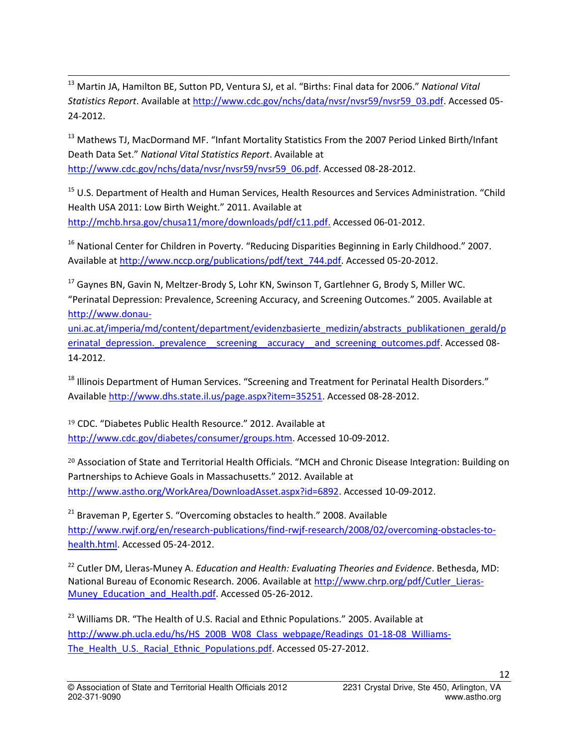[13] Martin JA, Hamilton BE, Sutton PD, Ventura SJ, et al. "Births: Final data for 2006." *National Vital Statistics Report*. Available at http://www.cdc.gov/nchs/data/nvsr/nvsr59/nvsr59_03.pdf. Accessed 05-24-2012.

[13] Mathews TJ, MacDormand MF. "Infant Mortality Statistics From the 2007 Period Linked Birth/Infant Death Data Set." *National Vital Statistics Report*. Available at http://www.cdc.gov/nchs/data/nvsr/nvsr59/nvsr59_06.pdf. Accessed 08-28-2012.

[15] U.S. Department of Health and Human Services, Health Resources and Services Administration. "Child Health USA 2011: Low Birth Weight." 2011. Available at http://mchb.hrsa.gov/chusa11/more/downloads/pdf/c11.pdf. Accessed 06-01-2012.

[16] National Center for Children in Poverty. "Reducing Disparities Beginning in Early Childhood." 2007. Available at http://www.nccp.org/publications/pdf/text_744.pdf. Accessed 05-20-2012.

[17] Gaynes BN, Gavin N, Meltzer-Brody S, Lohr KN, Swinson T, Gartlehner G, Brody S, Miller WC. "Perinatal Depression: Prevalence, Screening Accuracy, and Screening Outcomes." 2005. Available at http://www.donau-uni.ac.at/imperia/md/content/department/evidenzbasierte_medizin/abstracts_publikationen_gerald/perinatal_depression._prevalence__screening__accuracy__and_screening_outcomes.pdf. Accessed 08-14-2012.

[18] Illinois Department of Human Services. "Screening and Treatment for Perinatal Health Disorders." Available http://www.dhs.state.il.us/page.aspx?item=35251. Accessed 08-28-2012.

[19] CDC. "Diabetes Public Health Resource." 2012. Available at http://www.cdc.gov/diabetes/consumer/groups.htm. Accessed 10-09-2012.

[20] Association of State and Territorial Health Officials. "MCH and Chronic Disease Integration: Building on Partnerships to Achieve Goals in Massachusetts." 2012. Available at http://www.astho.org/WorkArea/DownloadAsset.aspx?id=6892. Accessed 10-09-2012.

[21] Braveman P, Egerter S. "Overcoming obstacles to health." 2008. Available http://www.rwjf.org/en/research-publications/find-rwjf-research/2008/02/overcoming-obstacles-to-health.html. Accessed 05-24-2012.

[22] Cutler DM, Lleras-Muney A. *Education and Health: Evaluating Theories and Evidence*. Bethesda, MD: National Bureau of Economic Research. 2006. Available at http://www.chrp.org/pdf/Cutler_Lleras-Muney_Education_and_Health.pdf. Accessed 05-26-2012.

[23] Williams DR. "The Health of U.S. Racial and Ethnic Populations." 2005. Available at http://www.ph.ucla.edu/hs/HS_200B_W08_Class_webpage/Readings_01-18-08_Williams-The_Health_U.S._Racial_Ethnic_Populations.pdf. Accessed 05-27-2012.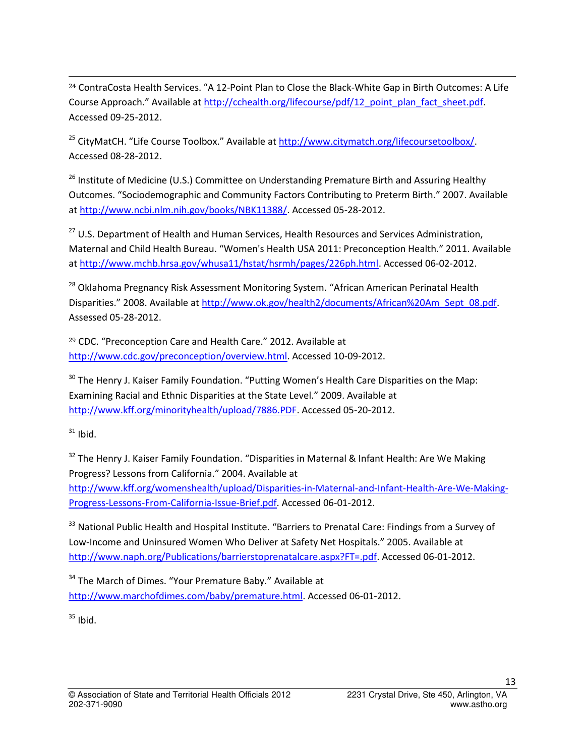[24] ContraCosta Health Services. “A 12-Point Plan to Close the Black-White Gap in Birth Outcomes: A Life Course Approach.” Available at http://cchealth.org/lifecourse/pdf/12_point_plan_fact_sheet.pdf. Accessed 09-25-2012.

[25] CityMatCH. “Life Course Toolbox.” Available at http://www.citymatch.org/lifecoursetoolbox/. Accessed 08-28-2012.

[26] Institute of Medicine (U.S.) Committee on Understanding Premature Birth and Assuring Healthy Outcomes. “Sociodemographic and Community Factors Contributing to Preterm Birth.” 2007. Available at http://www.ncbi.nlm.nih.gov/books/NBK11388/. Accessed 05-28-2012.

[27] U.S. Department of Health and Human Services, Health Resources and Services Administration, Maternal and Child Health Bureau. “Women's Health USA 2011: Preconception Health.” 2011. Available at http://www.mchb.hrsa.gov/whusa11/hstat/hsrmh/pages/226ph.html. Accessed 06-02-2012.

[28] Oklahoma Pregnancy Risk Assessment Monitoring System. “African American Perinatal Health Disparities.” 2008. Available at http://www.ok.gov/health2/documents/African%20Am_Sept_08.pdf. Assessed 05-28-2012.

[29] CDC. “Preconception Care and Health Care.” 2012. Available at http://www.cdc.gov/preconception/overview.html. Accessed 10-09-2012.

[30] The Henry J. Kaiser Family Foundation. “Putting Women’s Health Care Disparities on the Map: Examining Racial and Ethnic Disparities at the State Level.” 2009. Available at http://www.kff.org/minorityhealth/upload/7886.PDF. Accessed 05-20-2012.

[31] Ibid.

[32] The Henry J. Kaiser Family Foundation. “Disparities in Maternal & Infant Health: Are We Making Progress? Lessons from California.” 2004. Available at http://www.kff.org/womenshealth/upload/Disparities-in-Maternal-and-Infant-Health-Are-We-Making-Progress-Lessons-From-California-Issue-Brief.pdf. Accessed 06-01-2012.

[33] National Public Health and Hospital Institute. “Barriers to Prenatal Care: Findings from a Survey of Low-Income and Uninsured Women Who Deliver at Safety Net Hospitals.” 2005. Available at http://www.naph.org/Publications/barrierstoprenatalcare.aspx?FT=.pdf. Accessed 06-01-2012.

[34] The March of Dimes. “Your Premature Baby.” Available at http://www.marchofdimes.com/baby/premature.html. Accessed 06-01-2012.

[35] Ibid.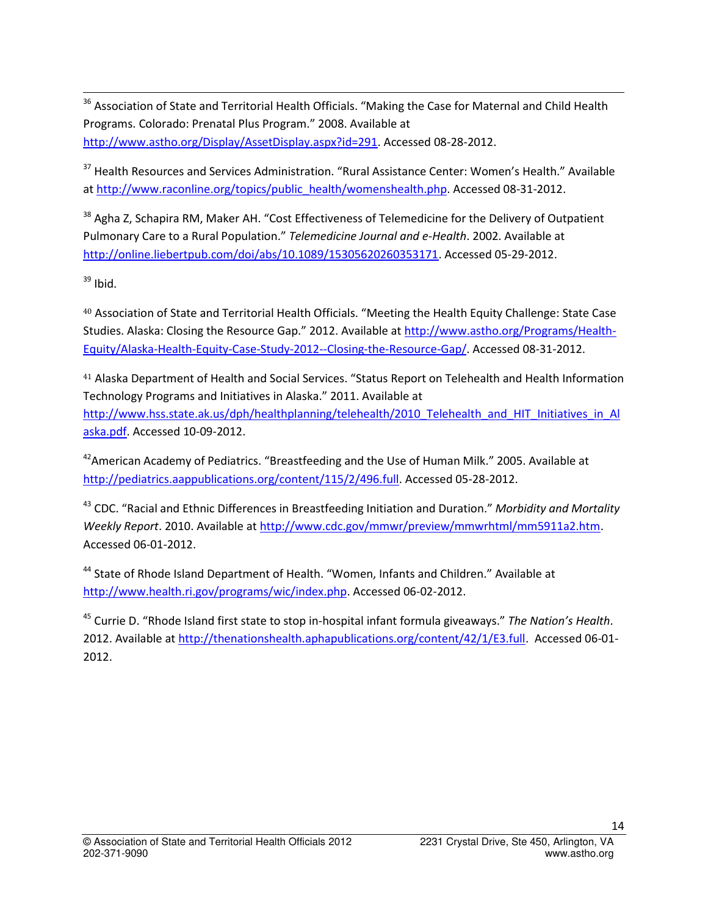[36] Association of State and Territorial Health Officials. "Making the Case for Maternal and Child Health Programs. Colorado: Prenatal Plus Program." 2008. Available at http://www.astho.org/Display/AssetDisplay.aspx?id=291. Accessed 08-28-2012.

[37] Health Resources and Services Administration. "Rural Assistance Center: Women's Health." Available at http://www.raconline.org/topics/public_health/womenshealth.php. Accessed 08-31-2012.

[38] Agha Z, Schapira RM, Maker AH. "Cost Effectiveness of Telemedicine for the Delivery of Outpatient Pulmonary Care to a Rural Population." *Telemedicine Journal and e-Health*. 2002. Available at http://online.liebertpub.com/doi/abs/10.1089/15305620260353171. Accessed 05-29-2012.

[39] Ibid.

[40] Association of State and Territorial Health Officials. "Meeting the Health Equity Challenge: State Case Studies. Alaska: Closing the Resource Gap." 2012. Available at http://www.astho.org/Programs/Health-Equity/Alaska-Health-Equity-Case-Study-2012--Closing-the-Resource-Gap/. Accessed 08-31-2012.

[41] Alaska Department of Health and Social Services. "Status Report on Telehealth and Health Information Technology Programs and Initiatives in Alaska." 2011. Available at http://www.hss.state.ak.us/dph/healthplanning/telehealth/2010_Telehealth_and_HIT_Initiatives_in_Alaska.pdf. Accessed 10-09-2012.

[42] American Academy of Pediatrics. "Breastfeeding and the Use of Human Milk." 2005. Available at http://pediatrics.aappublications.org/content/115/2/496.full. Accessed 05-28-2012.

[43] CDC. "Racial and Ethnic Differences in Breastfeeding Initiation and Duration." *Morbidity and Mortality Weekly Report*. 2010. Available at http://www.cdc.gov/mmwr/preview/mmwrhtml/mm5911a2.htm. Accessed 06-01-2012.

[44] State of Rhode Island Department of Health. "Women, Infants and Children." Available at http://www.health.ri.gov/programs/wic/index.php. Accessed 06-02-2012.

[45] Currie D. "Rhode Island first state to stop in-hospital infant formula giveaways." *The Nation's Health*. 2012. Available at http://thenationshealth.aphapublications.org/content/42/1/E3.full. Accessed 06-01-2012.